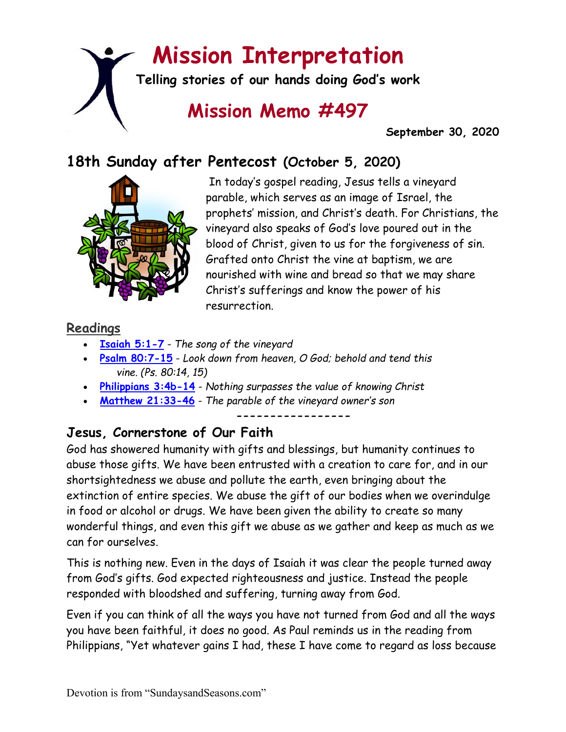# Mission Interpretation

**Telling stories of our hands doing God's work**

## Mission Memo #497

**September 30, 2020**

## 18th Sunday after Pentecost (October 5, 2020)

In today's gospel reading, Jesus tells a vineyard parable, which serves as an image of Israel, the prophets' mission, and Christ's death. For Christians, the vineyard also speaks of God's love poured out in the blood of Christ, given to us for the forgiveness of sin. Grafted onto Christ the vine at baptism, we are nourished with wine and bread so that we may share Christ's sufferings and know the power of his resurrection.

### Readings

- **Isaiah 5:1-7** - *The song of the vineyard*
- **Psalm 80:7-15** - *Look down from heaven, O God; behold and tend this vine. (Ps. 80:14, 15)*
- **Philippians 3:4b-14** - *Nothing surpasses the value of knowing Christ*
- **Matthew 21:33-46** - *The parable of the vineyard owner's son*

-----------------

## Jesus, Cornerstone of Our Faith

God has showered humanity with gifts and blessings, but humanity continues to abuse those gifts. We have been entrusted with a creation to care for, and in our shortsightedness we abuse and pollute the earth, even bringing about the extinction of entire species. We abuse the gift of our bodies when we overindulge in food or alcohol or drugs. We have been given the ability to create so many wonderful things, and even this gift we abuse as we gather and keep as much as we can for ourselves.

This is nothing new. Even in the days of Isaiah it was clear the people turned away from God's gifts. God expected righteousness and justice. Instead the people responded with bloodshed and suffering, turning away from God.

Even if you can think of all the ways you have not turned from God and all the ways you have been faithful, it does no good. As Paul reminds us in the reading from Philippians, "Yet whatever gains I had, these I have come to regard as loss because

Devotion is from "SundaysandSeasons.com"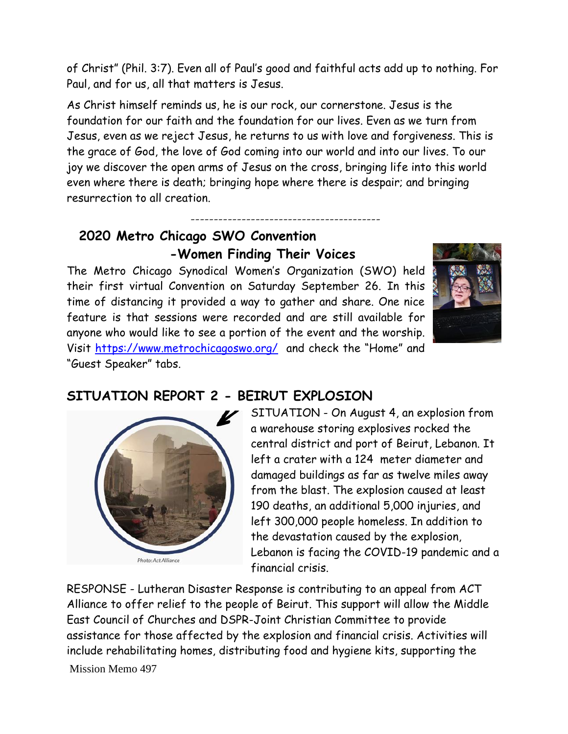of Christ" (Phil. 3:7). Even all of Paul's good and faithful acts add up to nothing. For Paul, and for us, all that matters is Jesus.

As Christ himself reminds us, he is our rock, our cornerstone. Jesus is the foundation for our faith and the foundation for our lives. Even as we turn from Jesus, even as we reject Jesus, he returns to us with love and forgiveness. This is the grace of God, the love of God coming into our world and into our lives. To our joy we discover the open arms of Jesus on the cross, bringing life into this world even where there is death; bringing hope where there is despair; and bringing resurrection to all creation.

---

## 2020 Metro Chicago SWO Convention -Women Finding Their Voices

The Metro Chicago Synodical Women's Organization (SWO) held their first virtual Convention on Saturday September 26. In this time of distancing it provided a way to gather and share. One nice feature is that sessions were recorded and are still available for anyone who would like to see a portion of the event and the worship. Visit [https://www.metrochicagoswo.org/](https://www.metrochicagoswo.org/) and check the "Home" and "Guest Speaker" tabs.

## SITUATION REPORT 2 - BEIRUT EXPLOSION

Photo: Act Alliance

SITUATION - On August 4, an explosion from a warehouse storing explosives rocked the central district and port of Beirut, Lebanon. It left a crater with a 124 meter diameter and damaged buildings as far as twelve miles away from the blast. The explosion caused at least 190 deaths, an additional 5,000 injuries, and left 300,000 people homeless. In addition to the devastation caused by the explosion, Lebanon is facing the COVID-19 pandemic and a financial crisis.

RESPONSE - Lutheran Disaster Response is contributing to an appeal from ACT Alliance to offer relief to the people of Beirut. This support will allow the Middle East Council of Churches and DSPR-Joint Christian Committee to provide assistance for those affected by the explosion and financial crisis. Activities will include rehabilitating homes, distributing food and hygiene kits, supporting the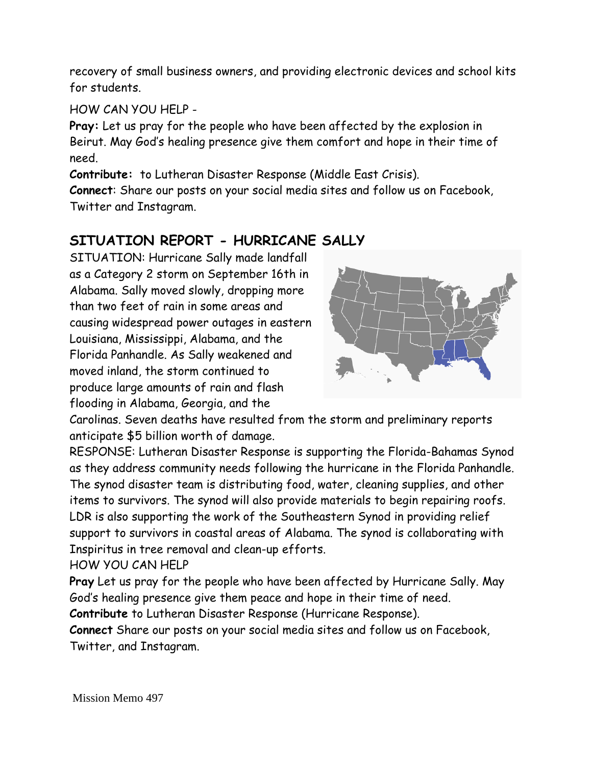recovery of small business owners, and providing electronic devices and school kits for students.

HOW CAN YOU HELP -

**Pray:** Let us pray for the people who have been affected by the explosion in Beirut. May God's healing presence give them comfort and hope in their time of need.

**Contribute:** to Lutheran Disaster Response (Middle East Crisis).

**Connect**: Share our posts on your social media sites and follow us on Facebook, Twitter and Instagram.

## SITUATION REPORT - HURRICANE SALLY

SITUATION: Hurricane Sally made landfall as a Category 2 storm on September 16th in Alabama. Sally moved slowly, dropping more than two feet of rain in some areas and causing widespread power outages in eastern Louisiana, Mississippi, Alabama, and the Florida Panhandle. As Sally weakened and moved inland, the storm continued to produce large amounts of rain and flash flooding in Alabama, Georgia, and the Carolinas. Seven deaths have resulted from the storm and preliminary reports anticipate $5 billion worth of damage.

RESPONSE: Lutheran Disaster Response is supporting the Florida-Bahamas Synod as they address community needs following the hurricane in the Florida Panhandle. The synod disaster team is distributing food, water, cleaning supplies, and other items to survivors. The synod will also provide materials to begin repairing roofs. LDR is also supporting the work of the Southeastern Synod in providing relief support to survivors in coastal areas of Alabama. The synod is collaborating with Inspiritus in tree removal and clean-up efforts.

HOW YOU CAN HELP

**Pray** Let us pray for the people who have been affected by Hurricane Sally. May God's healing presence give them peace and hope in their time of need.

**Contribute** to Lutheran Disaster Response (Hurricane Response).

**Connect** Share our posts on your social media sites and follow us on Facebook, Twitter, and Instagram.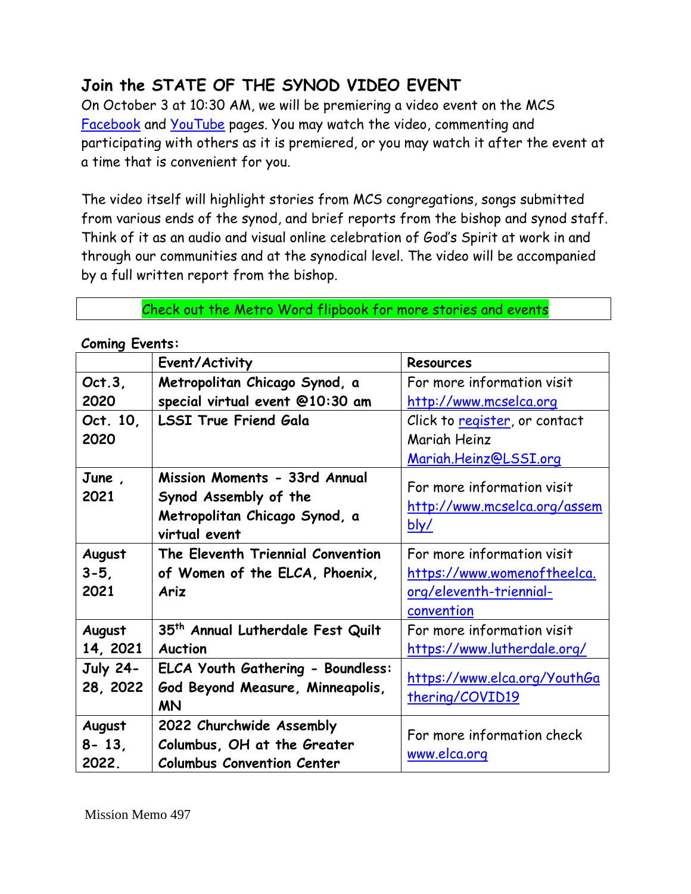## Join the STATE OF THE SYNOD VIDEO EVENT

On October 3 at 10:30 AM, we will be premiering a video event on the MCS Facebook and YouTube pages. You may watch the video, commenting and participating with others as it is premiered, or you may watch it after the event at a time that is convenient for you.

The video itself will highlight stories from MCS congregations, songs submitted from various ends of the synod, and brief reports from the bishop and synod staff. Think of it as an audio and visual online celebration of God's Spirit at work in and through our communities and at the synodical level. The video will be accompanied by a full written report from the bishop.

Check out the Metro Word flipbook for more stories and events

**Coming Events:**

| | Event/Activity | Resources |
|---|---|---|
| **Oct.3, 2020** | **Metropolitan Chicago Synod, a special virtual event @10:30 am** | For more information visit http://www.mcselca.org |
| **Oct. 10, 2020** | **LSSI True Friend Gala** | Click to register, or contact Mariah Heinz Mariah.Heinz@LSSI.org |
| **June , 2021** | **Mission Moments - 33rd Annual Synod Assembly of the Metropolitan Chicago Synod, a virtual event** | For more information visit http://www.mcselca.org/assembly/ |
| **August 3-5, 2021** | **The Eleventh Triennial Convention of Women of the ELCA, Phoenix, Ariz** | For more information visit https://www.womenoftheelca.org/eleventh-triennial-convention |
| **August 14, 2021** | **35th Annual Lutherdale Fest Quilt Auction** | For more information visit https://www.lutherdale.org/ |
| **July 24-28, 2022** | **ELCA Youth Gathering - Boundless: God Beyond Measure, Minneapolis, MN** | https://www.elca.org/YouthGathering/COVID19 |
| **August 8- 13, 2022.** | **2022 Churchwide Assembly Columbus, OH at the Greater Columbus Convention Center** | For more information check www.elca.org |

Mission Memo 497